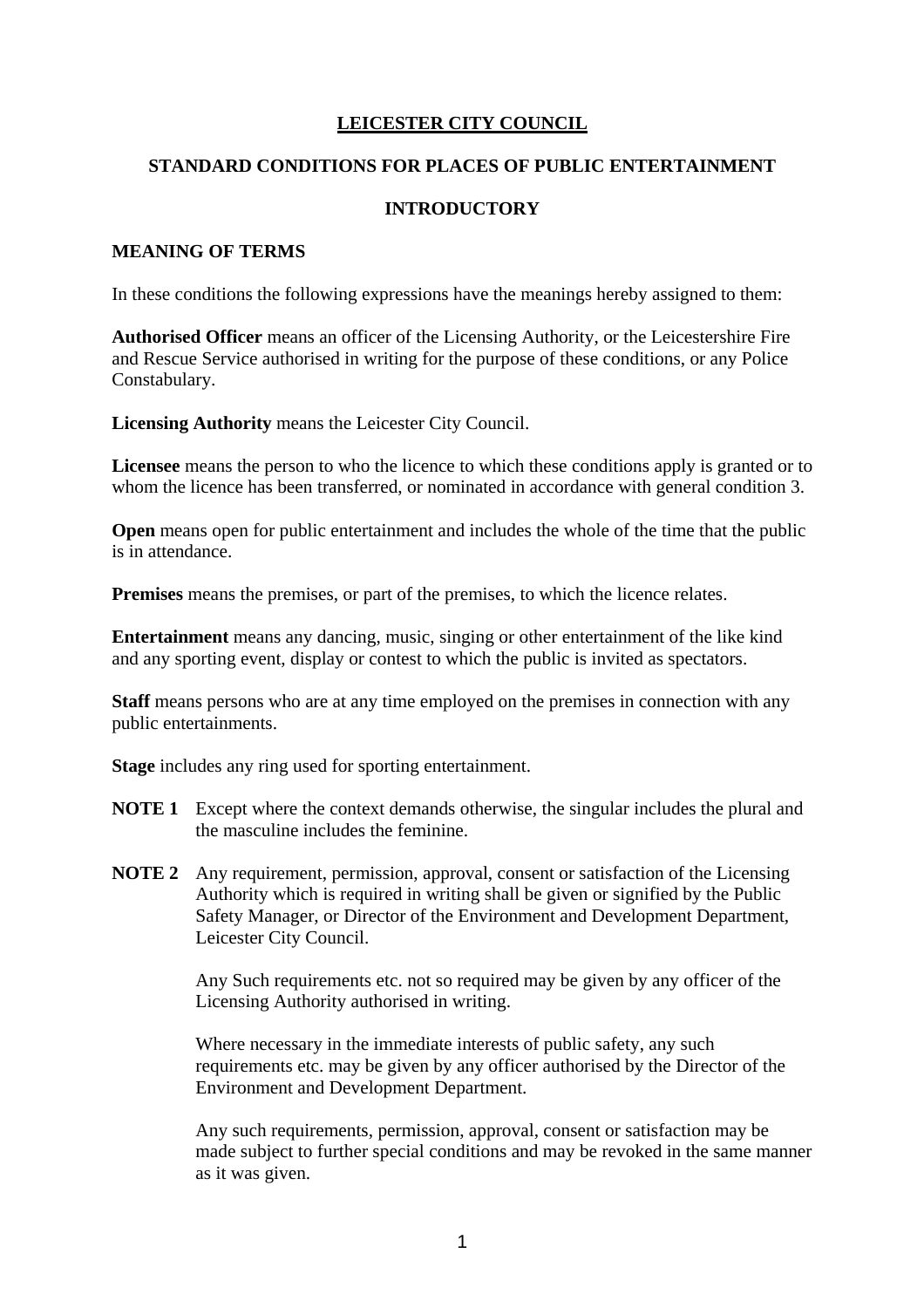# LEICESTER CITY COUNCIL

## STANDARD CONDITIONS FOR PLACES OF PUBLIC ENTERTAINMENT

## INTRODUCTORY

### MEANING OF TERMS

In these conditions the following expressions have the meanings hereby assigned to them:

**Authorised Officer** means an officer of the Licensing Authority, or the Leicestershire Fire and Rescue Service authorised in writing for the purpose of these conditions, or any Police Constabulary.

**Licensing Authority** means the Leicester City Council.

**Licensee** means the person to who the licence to which these conditions apply is granted or to whom the licence has been transferred, or nominated in accordance with general condition 3.

**Open** means open for public entertainment and includes the whole of the time that the public is in attendance.

**Premises** means the premises, or part of the premises, to which the licence relates.

**Entertainment** means any dancing, music, singing or other entertainment of the like kind and any sporting event, display or contest to which the public is invited as spectators.

**Staff** means persons who are at any time employed on the premises in connection with any public entertainments.

**Stage** includes any ring used for sporting entertainment.

**NOTE 1** Except where the context demands otherwise, the singular includes the plural and the masculine includes the feminine.

**NOTE 2** Any requirement, permission, approval, consent or satisfaction of the Licensing Authority which is required in writing shall be given or signified by the Public Safety Manager, or Director of the Environment and Development Department, Leicester City Council.

Any Such requirements etc. not so required may be given by any officer of the Licensing Authority authorised in writing.

Where necessary in the immediate interests of public safety, any such requirements etc. may be given by any officer authorised by the Director of the Environment and Development Department.

Any such requirements, permission, approval, consent or satisfaction may be made subject to further special conditions and may be revoked in the same manner as it was given.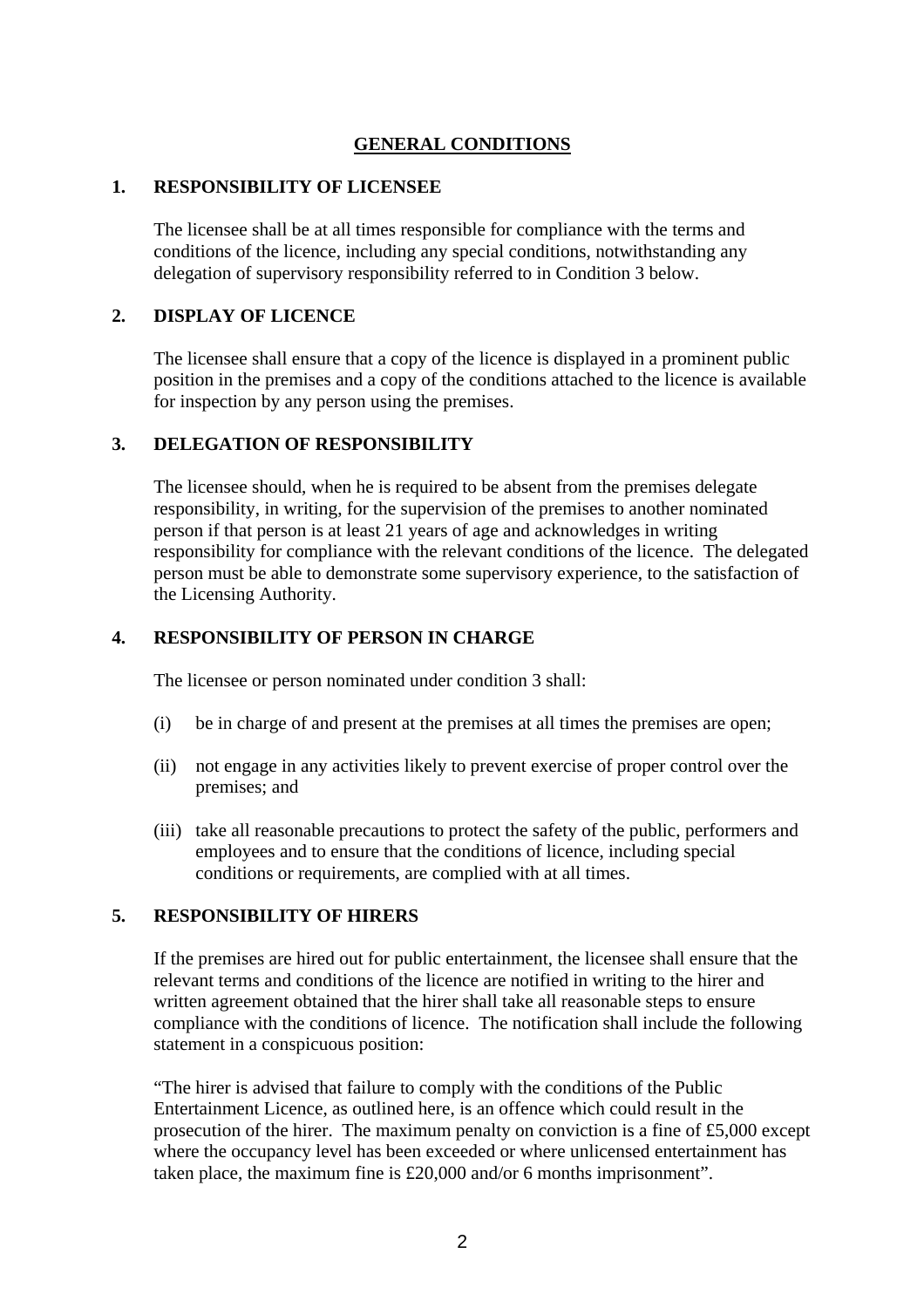## GENERAL CONDITIONS

### 1. RESPONSIBILITY OF LICENSEE

The licensee shall be at all times responsible for compliance with the terms and conditions of the licence, including any special conditions, notwithstanding any delegation of supervisory responsibility referred to in Condition 3 below.

### 2. DISPLAY OF LICENCE

The licensee shall ensure that a copy of the licence is displayed in a prominent public position in the premises and a copy of the conditions attached to the licence is available for inspection by any person using the premises.

### 3. DELEGATION OF RESPONSIBILITY

The licensee should, when he is required to be absent from the premises delegate responsibility, in writing, for the supervision of the premises to another nominated person if that person is at least 21 years of age and acknowledges in writing responsibility for compliance with the relevant conditions of the licence. The delegated person must be able to demonstrate some supervisory experience, to the satisfaction of the Licensing Authority.

### 4. RESPONSIBILITY OF PERSON IN CHARGE

The licensee or person nominated under condition 3 shall:

(i) be in charge of and present at the premises at all times the premises are open;

(ii) not engage in any activities likely to prevent exercise of proper control over the premises; and

(iii) take all reasonable precautions to protect the safety of the public, performers and employees and to ensure that the conditions of licence, including special conditions or requirements, are complied with at all times.

### 5. RESPONSIBILITY OF HIRERS

If the premises are hired out for public entertainment, the licensee shall ensure that the relevant terms and conditions of the licence are notified in writing to the hirer and written agreement obtained that the hirer shall take all reasonable steps to ensure compliance with the conditions of licence. The notification shall include the following statement in a conspicuous position:

"The hirer is advised that failure to comply with the conditions of the Public Entertainment Licence, as outlined here, is an offence which could result in the prosecution of the hirer. The maximum penalty on conviction is a fine of £5,000 except where the occupancy level has been exceeded or where unlicensed entertainment has taken place, the maximum fine is £20,000 and/or 6 months imprisonment".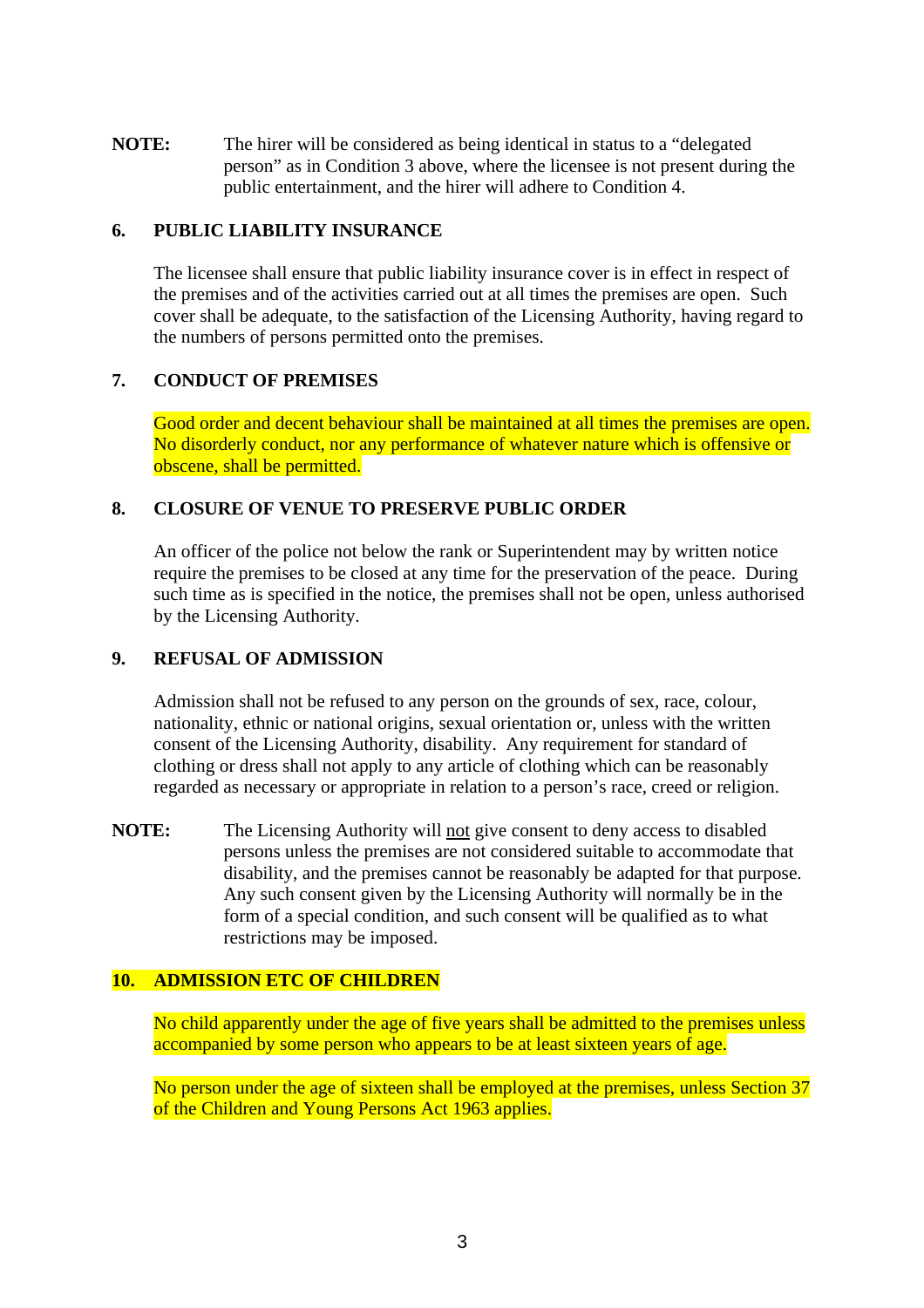**NOTE:** The hirer will be considered as being identical in status to a "delegated person" as in Condition 3 above, where the licensee is not present during the public entertainment, and the hirer will adhere to Condition 4.

## 6. PUBLIC LIABILITY INSURANCE

The licensee shall ensure that public liability insurance cover is in effect in respect of the premises and of the activities carried out at all times the premises are open. Such cover shall be adequate, to the satisfaction of the Licensing Authority, having regard to the numbers of persons permitted onto the premises.

## 7. CONDUCT OF PREMISES

Good order and decent behaviour shall be maintained at all times the premises are open. No disorderly conduct, nor any performance of whatever nature which is offensive or obscene, shall be permitted.

## 8. CLOSURE OF VENUE TO PRESERVE PUBLIC ORDER

An officer of the police not below the rank or Superintendent may by written notice require the premises to be closed at any time for the preservation of the peace. During such time as is specified in the notice, the premises shall not be open, unless authorised by the Licensing Authority.

## 9. REFUSAL OF ADMISSION

Admission shall not be refused to any person on the grounds of sex, race, colour, nationality, ethnic or national origins, sexual orientation or, unless with the written consent of the Licensing Authority, disability. Any requirement for standard of clothing or dress shall not apply to any article of clothing which can be reasonably regarded as necessary or appropriate in relation to a person's race, creed or religion.

**NOTE:** The Licensing Authority will not give consent to deny access to disabled persons unless the premises are not considered suitable to accommodate that disability, and the premises cannot be reasonably be adapted for that purpose. Any such consent given by the Licensing Authority will normally be in the form of a special condition, and such consent will be qualified as to what restrictions may be imposed.

## 10. ADMISSION ETC OF CHILDREN

No child apparently under the age of five years shall be admitted to the premises unless accompanied by some person who appears to be at least sixteen years of age.

No person under the age of sixteen shall be employed at the premises, unless Section 37 of the Children and Young Persons Act 1963 applies.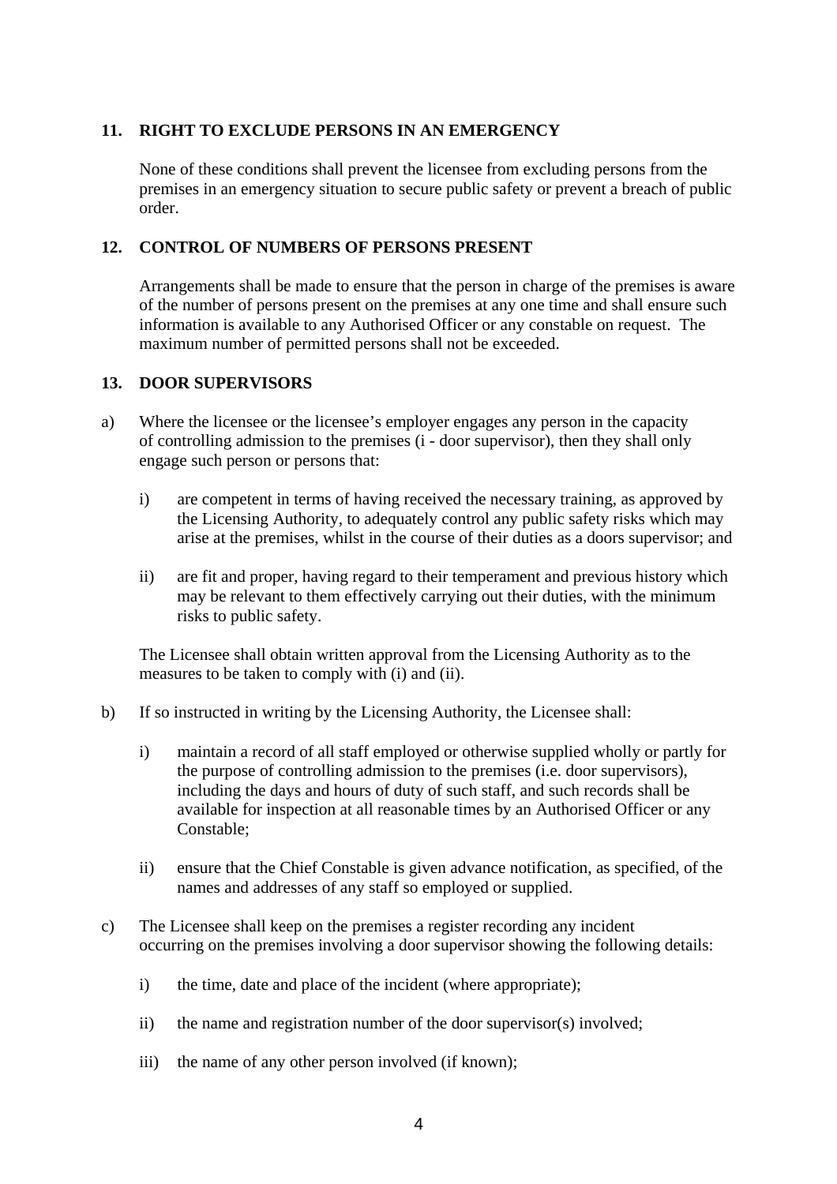## 11. RIGHT TO EXCLUDE PERSONS IN AN EMERGENCY

None of these conditions shall prevent the licensee from excluding persons from the premises in an emergency situation to secure public safety or prevent a breach of public order.

## 12. CONTROL OF NUMBERS OF PERSONS PRESENT

Arrangements shall be made to ensure that the person in charge of the premises is aware of the number of persons present on the premises at any one time and shall ensure such information is available to any Authorised Officer or any constable on request. The maximum number of permitted persons shall not be exceeded.

## 13. DOOR SUPERVISORS

a) Where the licensee or the licensee's employer engages any person in the capacity of controlling admission to the premises (i - door supervisor), then they shall only engage such person or persons that:

   i) are competent in terms of having received the necessary training, as approved by the Licensing Authority, to adequately control any public safety risks which may arise at the premises, whilst in the course of their duties as a doors supervisor; and

   ii) are fit and proper, having regard to their temperament and previous history which may be relevant to them effectively carrying out their duties, with the minimum risks to public safety.

   The Licensee shall obtain written approval from the Licensing Authority as to the measures to be taken to comply with (i) and (ii).

b) If so instructed in writing by the Licensing Authority, the Licensee shall:

   i) maintain a record of all staff employed or otherwise supplied wholly or partly for the purpose of controlling admission to the premises (i.e. door supervisors), including the days and hours of duty of such staff, and such records shall be available for inspection at all reasonable times by an Authorised Officer or any Constable;

   ii) ensure that the Chief Constable is given advance notification, as specified, of the names and addresses of any staff so employed or supplied.

c) The Licensee shall keep on the premises a register recording any incident occurring on the premises involving a door supervisor showing the following details:

   i) the time, date and place of the incident (where appropriate);

   ii) the name and registration number of the door supervisor(s) involved;

   iii) the name of any other person involved (if known);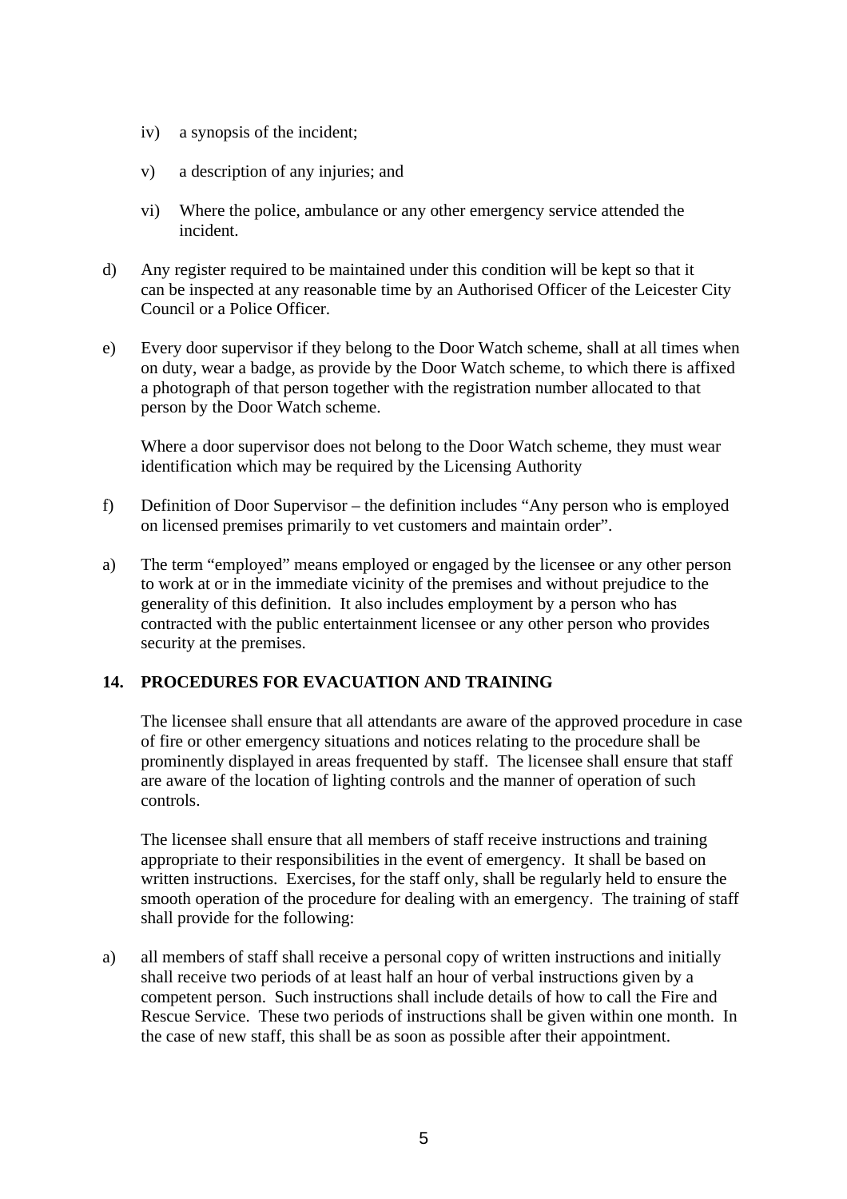iv) a synopsis of the incident;

v) a description of any injuries; and

vi) Where the police, ambulance or any other emergency service attended the incident.

d) Any register required to be maintained under this condition will be kept so that it can be inspected at any reasonable time by an Authorised Officer of the Leicester City Council or a Police Officer.

e) Every door supervisor if they belong to the Door Watch scheme, shall at all times when on duty, wear a badge, as provide by the Door Watch scheme, to which there is affixed a photograph of that person together with the registration number allocated to that person by the Door Watch scheme.

Where a door supervisor does not belong to the Door Watch scheme, they must wear identification which may be required by the Licensing Authority

f) Definition of Door Supervisor – the definition includes "Any person who is employed on licensed premises primarily to vet customers and maintain order".

a) The term "employed" means employed or engaged by the licensee or any other person to work at or in the immediate vicinity of the premises and without prejudice to the generality of this definition. It also includes employment by a person who has contracted with the public entertainment licensee or any other person who provides security at the premises.

## 14. PROCEDURES FOR EVACUATION AND TRAINING

The licensee shall ensure that all attendants are aware of the approved procedure in case of fire or other emergency situations and notices relating to the procedure shall be prominently displayed in areas frequented by staff. The licensee shall ensure that staff are aware of the location of lighting controls and the manner of operation of such controls.

The licensee shall ensure that all members of staff receive instructions and training appropriate to their responsibilities in the event of emergency. It shall be based on written instructions. Exercises, for the staff only, shall be regularly held to ensure the smooth operation of the procedure for dealing with an emergency. The training of staff shall provide for the following:

a) all members of staff shall receive a personal copy of written instructions and initially shall receive two periods of at least half an hour of verbal instructions given by a competent person. Such instructions shall include details of how to call the Fire and Rescue Service. These two periods of instructions shall be given within one month. In the case of new staff, this shall be as soon as possible after their appointment.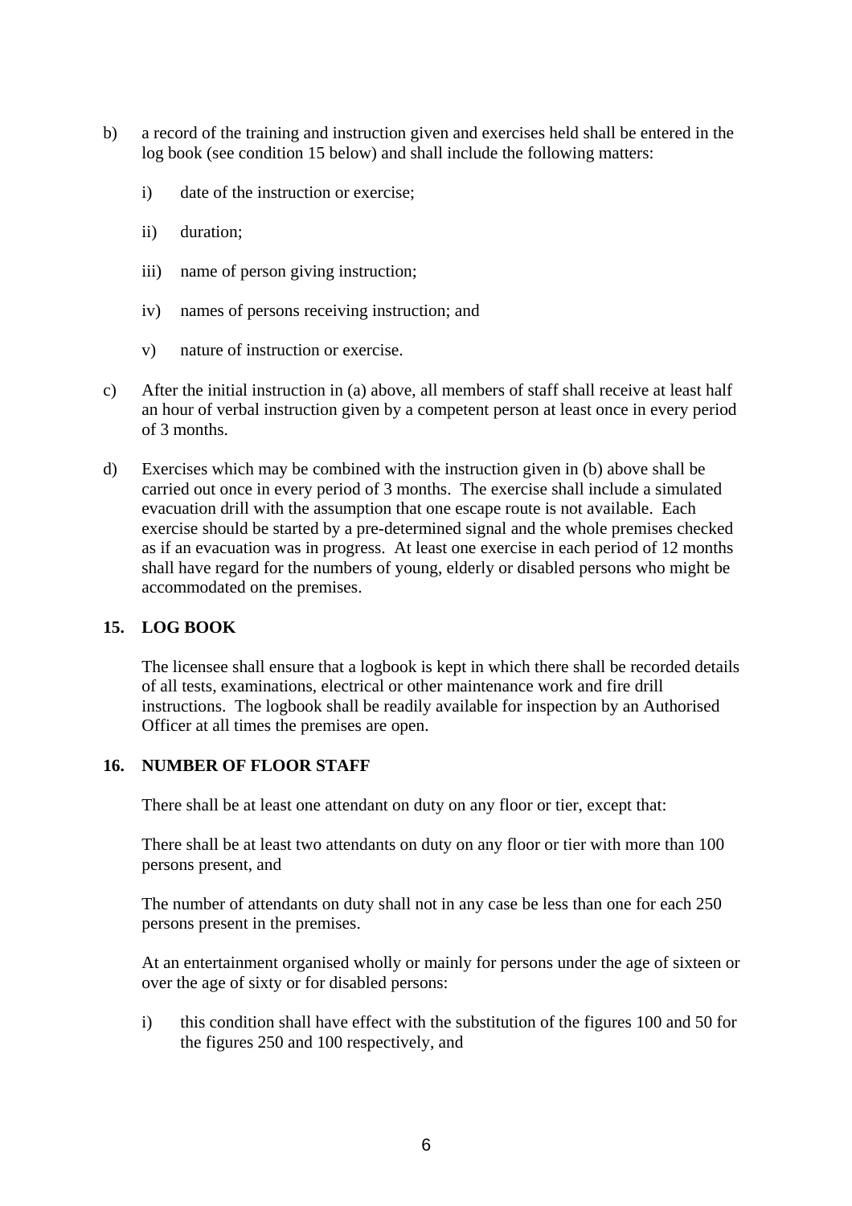b) a record of the training and instruction given and exercises held shall be entered in the log book (see condition 15 below) and shall include the following matters:

   i) date of the instruction or exercise;

   ii) duration;

   iii) name of person giving instruction;

   iv) names of persons receiving instruction; and

   v) nature of instruction or exercise.

c) After the initial instruction in (a) above, all members of staff shall receive at least half an hour of verbal instruction given by a competent person at least once in every period of 3 months.

d) Exercises which may be combined with the instruction given in (b) above shall be carried out once in every period of 3 months. The exercise shall include a simulated evacuation drill with the assumption that one escape route is not available. Each exercise should be started by a pre-determined signal and the whole premises checked as if an evacuation was in progress. At least one exercise in each period of 12 months shall have regard for the numbers of young, elderly or disabled persons who might be accommodated on the premises.

## 15. LOG BOOK

The licensee shall ensure that a logbook is kept in which there shall be recorded details of all tests, examinations, electrical or other maintenance work and fire drill instructions. The logbook shall be readily available for inspection by an Authorised Officer at all times the premises are open.

## 16. NUMBER OF FLOOR STAFF

There shall be at least one attendant on duty on any floor or tier, except that:

There shall be at least two attendants on duty on any floor or tier with more than 100 persons present, and

The number of attendants on duty shall not in any case be less than one for each 250 persons present in the premises.

At an entertainment organised wholly or mainly for persons under the age of sixteen or over the age of sixty or for disabled persons:

i) this condition shall have effect with the substitution of the figures 100 and 50 for the figures 250 and 100 respectively, and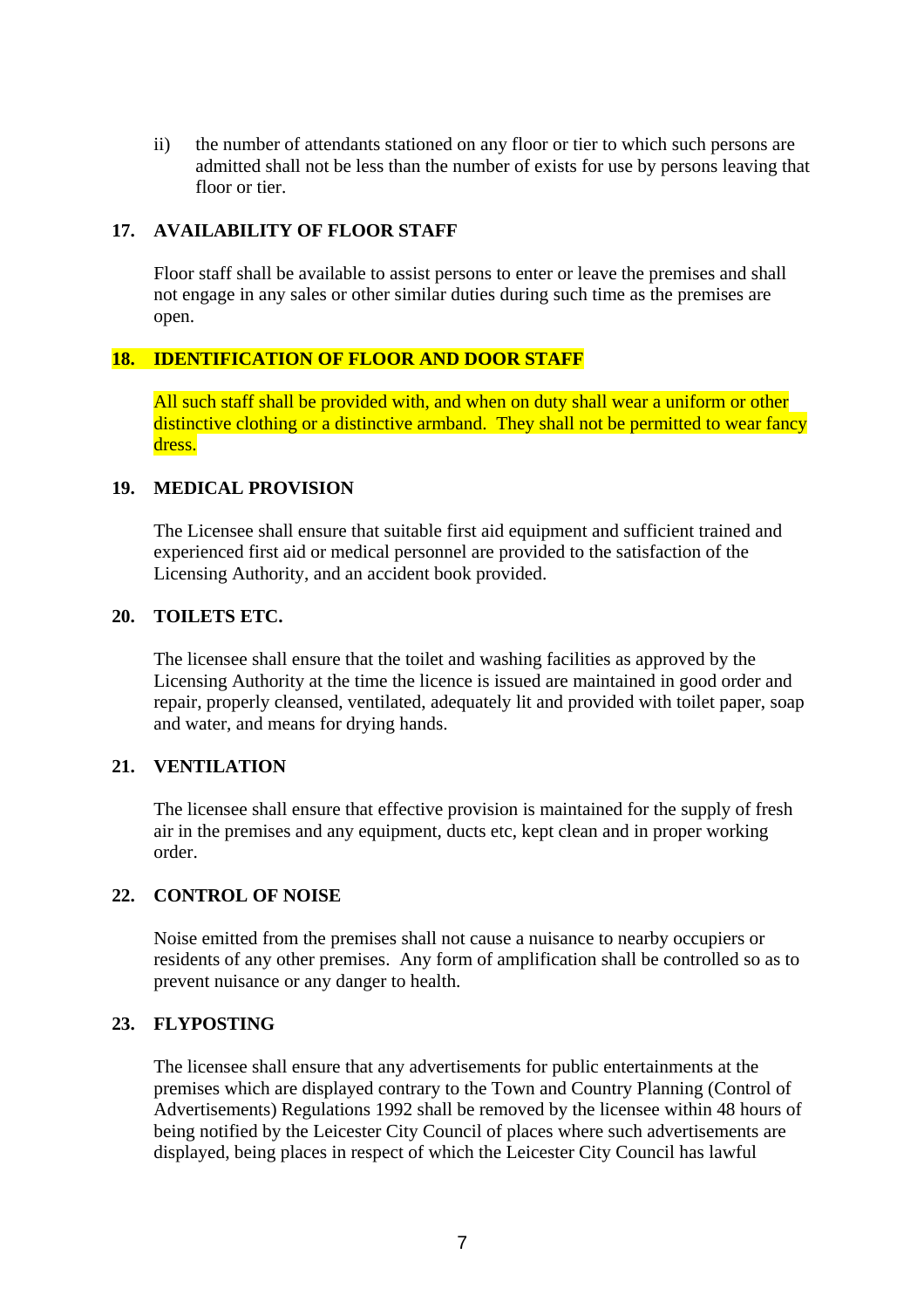ii) the number of attendants stationed on any floor or tier to which such persons are admitted shall not be less than the number of exists for use by persons leaving that floor or tier.

### 17. AVAILABILITY OF FLOOR STAFF

Floor staff shall be available to assist persons to enter or leave the premises and shall not engage in any sales or other similar duties during such time as the premises are open.

### 18. IDENTIFICATION OF FLOOR AND DOOR STAFF

All such staff shall be provided with, and when on duty shall wear a uniform or other distinctive clothing or a distinctive armband. They shall not be permitted to wear fancy dress.

### 19. MEDICAL PROVISION

The Licensee shall ensure that suitable first aid equipment and sufficient trained and experienced first aid or medical personnel are provided to the satisfaction of the Licensing Authority, and an accident book provided.

### 20. TOILETS ETC.

The licensee shall ensure that the toilet and washing facilities as approved by the Licensing Authority at the time the licence is issued are maintained in good order and repair, properly cleansed, ventilated, adequately lit and provided with toilet paper, soap and water, and means for drying hands.

### 21. VENTILATION

The licensee shall ensure that effective provision is maintained for the supply of fresh air in the premises and any equipment, ducts etc, kept clean and in proper working order.

### 22. CONTROL OF NOISE

Noise emitted from the premises shall not cause a nuisance to nearby occupiers or residents of any other premises. Any form of amplification shall be controlled so as to prevent nuisance or any danger to health.

### 23. FLYPOSTING

The licensee shall ensure that any advertisements for public entertainments at the premises which are displayed contrary to the Town and Country Planning (Control of Advertisements) Regulations 1992 shall be removed by the licensee within 48 hours of being notified by the Leicester City Council of places where such advertisements are displayed, being places in respect of which the Leicester City Council has lawful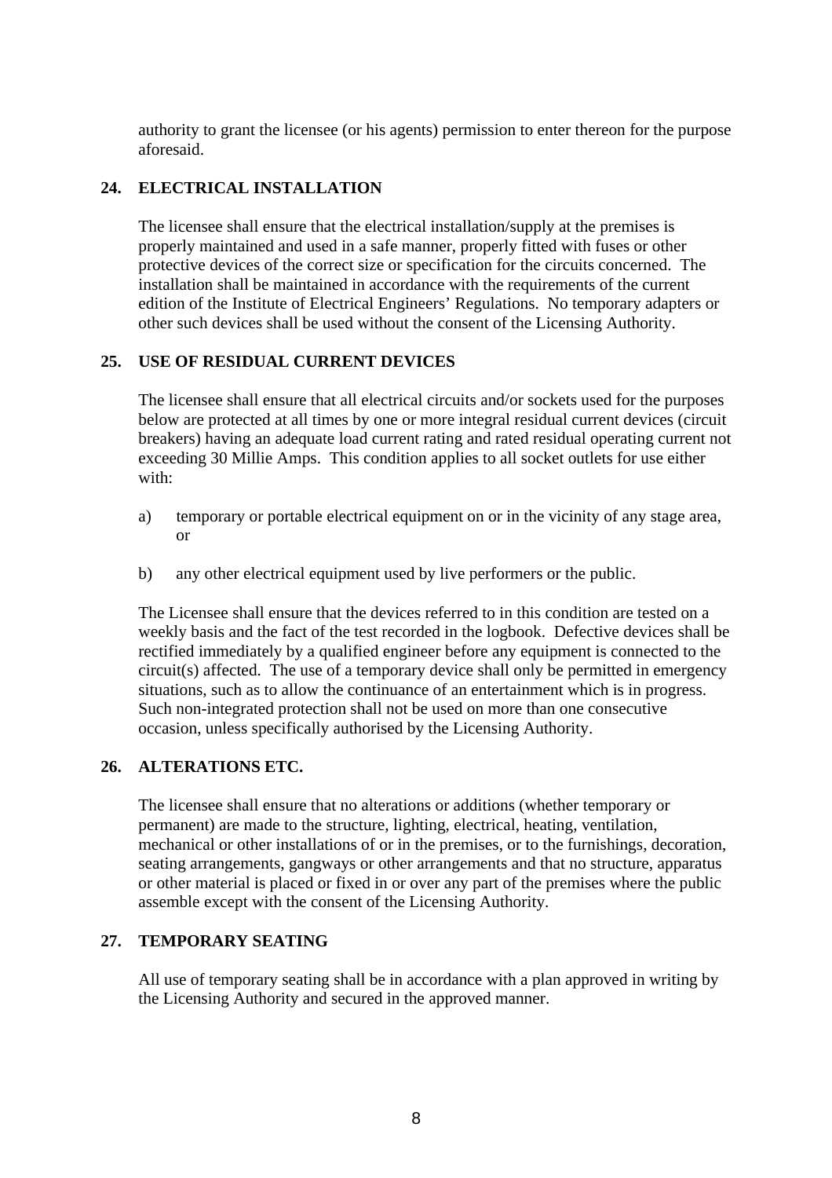authority to grant the licensee (or his agents) permission to enter thereon for the purpose aforesaid.

## 24. ELECTRICAL INSTALLATION

The licensee shall ensure that the electrical installation/supply at the premises is properly maintained and used in a safe manner, properly fitted with fuses or other protective devices of the correct size or specification for the circuits concerned. The installation shall be maintained in accordance with the requirements of the current edition of the Institute of Electrical Engineers' Regulations. No temporary adapters or other such devices shall be used without the consent of the Licensing Authority.

## 25. USE OF RESIDUAL CURRENT DEVICES

The licensee shall ensure that all electrical circuits and/or sockets used for the purposes below are protected at all times by one or more integral residual current devices (circuit breakers) having an adequate load current rating and rated residual operating current not exceeding 30 Millie Amps. This condition applies to all socket outlets for use either with:

a) temporary or portable electrical equipment on or in the vicinity of any stage area, or

b) any other electrical equipment used by live performers or the public.

The Licensee shall ensure that the devices referred to in this condition are tested on a weekly basis and the fact of the test recorded in the logbook. Defective devices shall be rectified immediately by a qualified engineer before any equipment is connected to the circuit(s) affected. The use of a temporary device shall only be permitted in emergency situations, such as to allow the continuance of an entertainment which is in progress. Such non-integrated protection shall not be used on more than one consecutive occasion, unless specifically authorised by the Licensing Authority.

## 26. ALTERATIONS ETC.

The licensee shall ensure that no alterations or additions (whether temporary or permanent) are made to the structure, lighting, electrical, heating, ventilation, mechanical or other installations of or in the premises, or to the furnishings, decoration, seating arrangements, gangways or other arrangements and that no structure, apparatus or other material is placed or fixed in or over any part of the premises where the public assemble except with the consent of the Licensing Authority.

## 27. TEMPORARY SEATING

All use of temporary seating shall be in accordance with a plan approved in writing by the Licensing Authority and secured in the approved manner.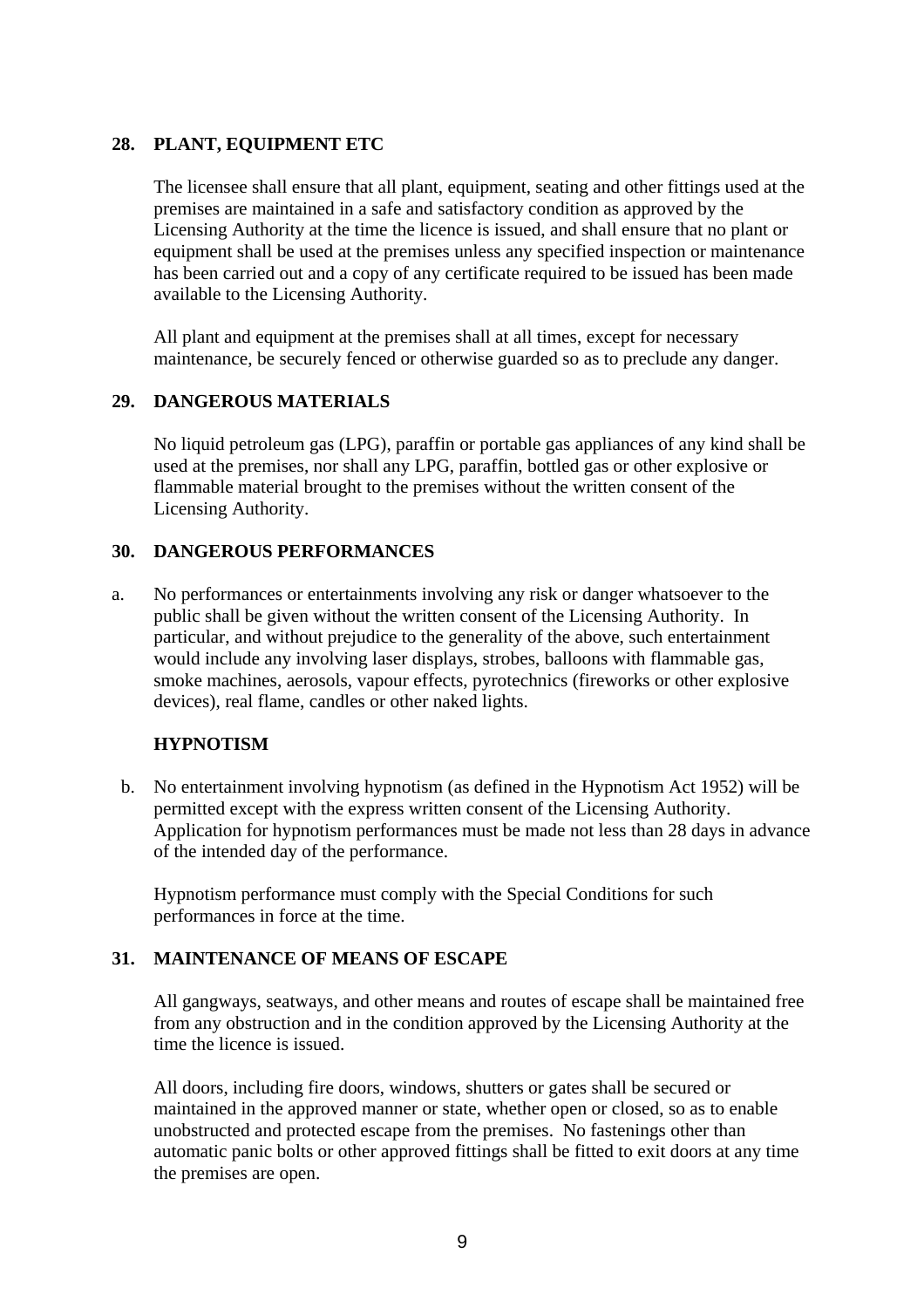## 28. PLANT, EQUIPMENT ETC

The licensee shall ensure that all plant, equipment, seating and other fittings used at the premises are maintained in a safe and satisfactory condition as approved by the Licensing Authority at the time the licence is issued, and shall ensure that no plant or equipment shall be used at the premises unless any specified inspection or maintenance has been carried out and a copy of any certificate required to be issued has been made available to the Licensing Authority.

All plant and equipment at the premises shall at all times, except for necessary maintenance, be securely fenced or otherwise guarded so as to preclude any danger.

## 29. DANGEROUS MATERIALS

No liquid petroleum gas (LPG), paraffin or portable gas appliances of any kind shall be used at the premises, nor shall any LPG, paraffin, bottled gas or other explosive or flammable material brought to the premises without the written consent of the Licensing Authority.

## 30. DANGEROUS PERFORMANCES

a. No performances or entertainments involving any risk or danger whatsoever to the public shall be given without the written consent of the Licensing Authority. In particular, and without prejudice to the generality of the above, such entertainment would include any involving laser displays, strobes, balloons with flammable gas, smoke machines, aerosols, vapour effects, pyrotechnics (fireworks or other explosive devices), real flame, candles or other naked lights.

### HYPNOTISM

b. No entertainment involving hypnotism (as defined in the Hypnotism Act 1952) will be permitted except with the express written consent of the Licensing Authority. Application for hypnotism performances must be made not less than 28 days in advance of the intended day of the performance.

Hypnotism performance must comply with the Special Conditions for such performances in force at the time.

## 31. MAINTENANCE OF MEANS OF ESCAPE

All gangways, seatways, and other means and routes of escape shall be maintained free from any obstruction and in the condition approved by the Licensing Authority at the time the licence is issued.

All doors, including fire doors, windows, shutters or gates shall be secured or maintained in the approved manner or state, whether open or closed, so as to enable unobstructed and protected escape from the premises. No fastenings other than automatic panic bolts or other approved fittings shall be fitted to exit doors at any time the premises are open.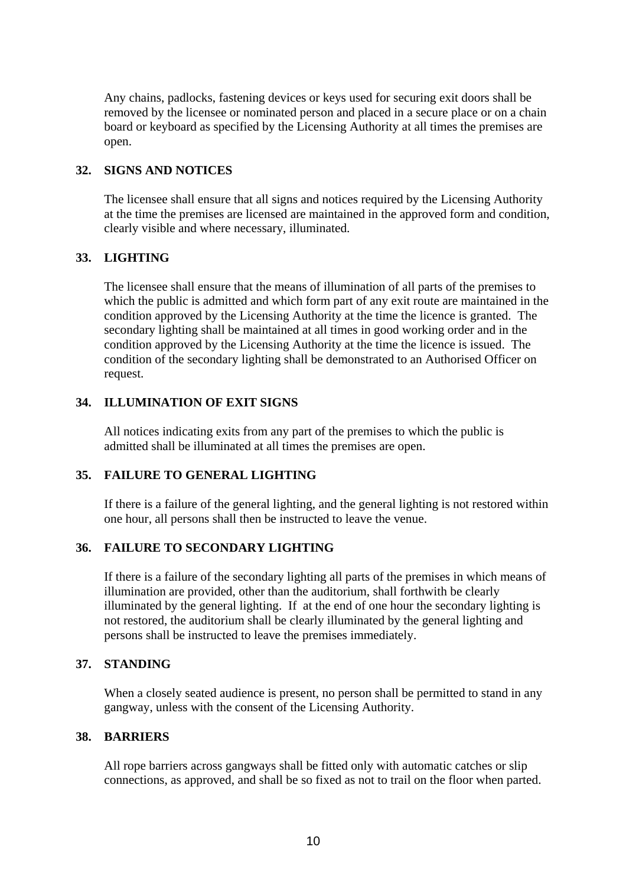Any chains, padlocks, fastening devices or keys used for securing exit doors shall be removed by the licensee or nominated person and placed in a secure place or on a chain board or keyboard as specified by the Licensing Authority at all times the premises are open.

## 32. SIGNS AND NOTICES

The licensee shall ensure that all signs and notices required by the Licensing Authority at the time the premises are licensed are maintained in the approved form and condition, clearly visible and where necessary, illuminated.

## 33. LIGHTING

The licensee shall ensure that the means of illumination of all parts of the premises to which the public is admitted and which form part of any exit route are maintained in the condition approved by the Licensing Authority at the time the licence is granted. The secondary lighting shall be maintained at all times in good working order and in the condition approved by the Licensing Authority at the time the licence is issued. The condition of the secondary lighting shall be demonstrated to an Authorised Officer on request.

## 34. ILLUMINATION OF EXIT SIGNS

All notices indicating exits from any part of the premises to which the public is admitted shall be illuminated at all times the premises are open.

## 35. FAILURE TO GENERAL LIGHTING

If there is a failure of the general lighting, and the general lighting is not restored within one hour, all persons shall then be instructed to leave the venue.

## 36. FAILURE TO SECONDARY LIGHTING

If there is a failure of the secondary lighting all parts of the premises in which means of illumination are provided, other than the auditorium, shall forthwith be clearly illuminated by the general lighting. If at the end of one hour the secondary lighting is not restored, the auditorium shall be clearly illuminated by the general lighting and persons shall be instructed to leave the premises immediately.

## 37. STANDING

When a closely seated audience is present, no person shall be permitted to stand in any gangway, unless with the consent of the Licensing Authority.

## 38. BARRIERS

All rope barriers across gangways shall be fitted only with automatic catches or slip connections, as approved, and shall be so fixed as not to trail on the floor when parted.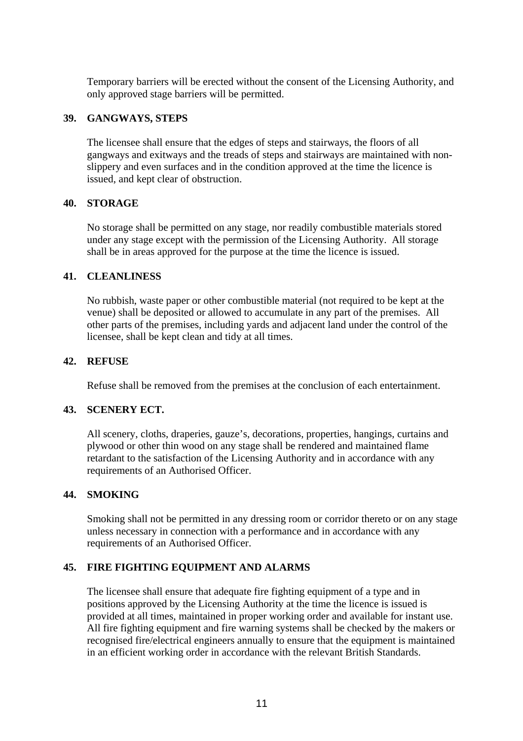Temporary barriers will be erected without the consent of the Licensing Authority, and only approved stage barriers will be permitted.

### 39. GANGWAYS, STEPS

The licensee shall ensure that the edges of steps and stairways, the floors of all gangways and exitways and the treads of steps and stairways are maintained with non-slippery and even surfaces and in the condition approved at the time the licence is issued, and kept clear of obstruction.

### 40. STORAGE

No storage shall be permitted on any stage, nor readily combustible materials stored under any stage except with the permission of the Licensing Authority. All storage shall be in areas approved for the purpose at the time the licence is issued.

### 41. CLEANLINESS

No rubbish, waste paper or other combustible material (not required to be kept at the venue) shall be deposited or allowed to accumulate in any part of the premises. All other parts of the premises, including yards and adjacent land under the control of the licensee, shall be kept clean and tidy at all times.

### 42. REFUSE

Refuse shall be removed from the premises at the conclusion of each entertainment.

### 43. SCENERY ECT.

All scenery, cloths, draperies, gauze's, decorations, properties, hangings, curtains and plywood or other thin wood on any stage shall be rendered and maintained flame retardant to the satisfaction of the Licensing Authority and in accordance with any requirements of an Authorised Officer.

### 44. SMOKING

Smoking shall not be permitted in any dressing room or corridor thereto or on any stage unless necessary in connection with a performance and in accordance with any requirements of an Authorised Officer.

### 45. FIRE FIGHTING EQUIPMENT AND ALARMS

The licensee shall ensure that adequate fire fighting equipment of a type and in positions approved by the Licensing Authority at the time the licence is issued is provided at all times, maintained in proper working order and available for instant use. All fire fighting equipment and fire warning systems shall be checked by the makers or recognised fire/electrical engineers annually to ensure that the equipment is maintained in an efficient working order in accordance with the relevant British Standards.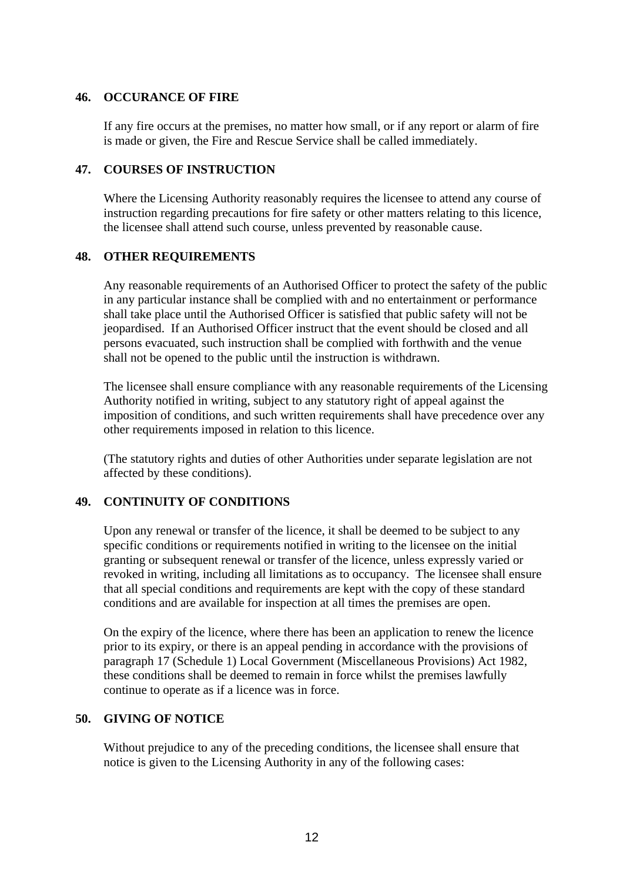## 46. OCCURANCE OF FIRE

If any fire occurs at the premises, no matter how small, or if any report or alarm of fire is made or given, the Fire and Rescue Service shall be called immediately.

## 47. COURSES OF INSTRUCTION

Where the Licensing Authority reasonably requires the licensee to attend any course of instruction regarding precautions for fire safety or other matters relating to this licence, the licensee shall attend such course, unless prevented by reasonable cause.

## 48. OTHER REQUIREMENTS

Any reasonable requirements of an Authorised Officer to protect the safety of the public in any particular instance shall be complied with and no entertainment or performance shall take place until the Authorised Officer is satisfied that public safety will not be jeopardised. If an Authorised Officer instruct that the event should be closed and all persons evacuated, such instruction shall be complied with forthwith and the venue shall not be opened to the public until the instruction is withdrawn.

The licensee shall ensure compliance with any reasonable requirements of the Licensing Authority notified in writing, subject to any statutory right of appeal against the imposition of conditions, and such written requirements shall have precedence over any other requirements imposed in relation to this licence.

(The statutory rights and duties of other Authorities under separate legislation are not affected by these conditions).

## 49. CONTINUITY OF CONDITIONS

Upon any renewal or transfer of the licence, it shall be deemed to be subject to any specific conditions or requirements notified in writing to the licensee on the initial granting or subsequent renewal or transfer of the licence, unless expressly varied or revoked in writing, including all limitations as to occupancy. The licensee shall ensure that all special conditions and requirements are kept with the copy of these standard conditions and are available for inspection at all times the premises are open.

On the expiry of the licence, where there has been an application to renew the licence prior to its expiry, or there is an appeal pending in accordance with the provisions of paragraph 17 (Schedule 1) Local Government (Miscellaneous Provisions) Act 1982, these conditions shall be deemed to remain in force whilst the premises lawfully continue to operate as if a licence was in force.

## 50. GIVING OF NOTICE

Without prejudice to any of the preceding conditions, the licensee shall ensure that notice is given to the Licensing Authority in any of the following cases: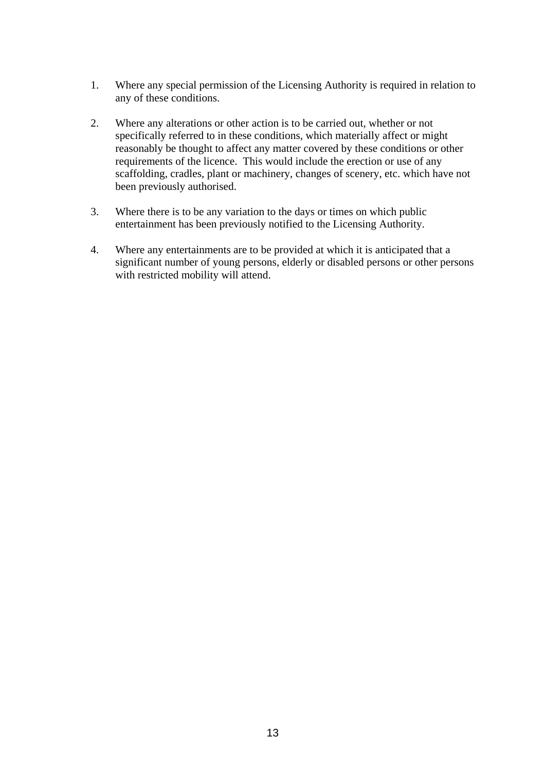1. Where any special permission of the Licensing Authority is required in relation to any of these conditions.

2. Where any alterations or other action is to be carried out, whether or not specifically referred to in these conditions, which materially affect or might reasonably be thought to affect any matter covered by these conditions or other requirements of the licence. This would include the erection or use of any scaffolding, cradles, plant or machinery, changes of scenery, etc. which have not been previously authorised.

3. Where there is to be any variation to the days or times on which public entertainment has been previously notified to the Licensing Authority.

4. Where any entertainments are to be provided at which it is anticipated that a significant number of young persons, elderly or disabled persons or other persons with restricted mobility will attend.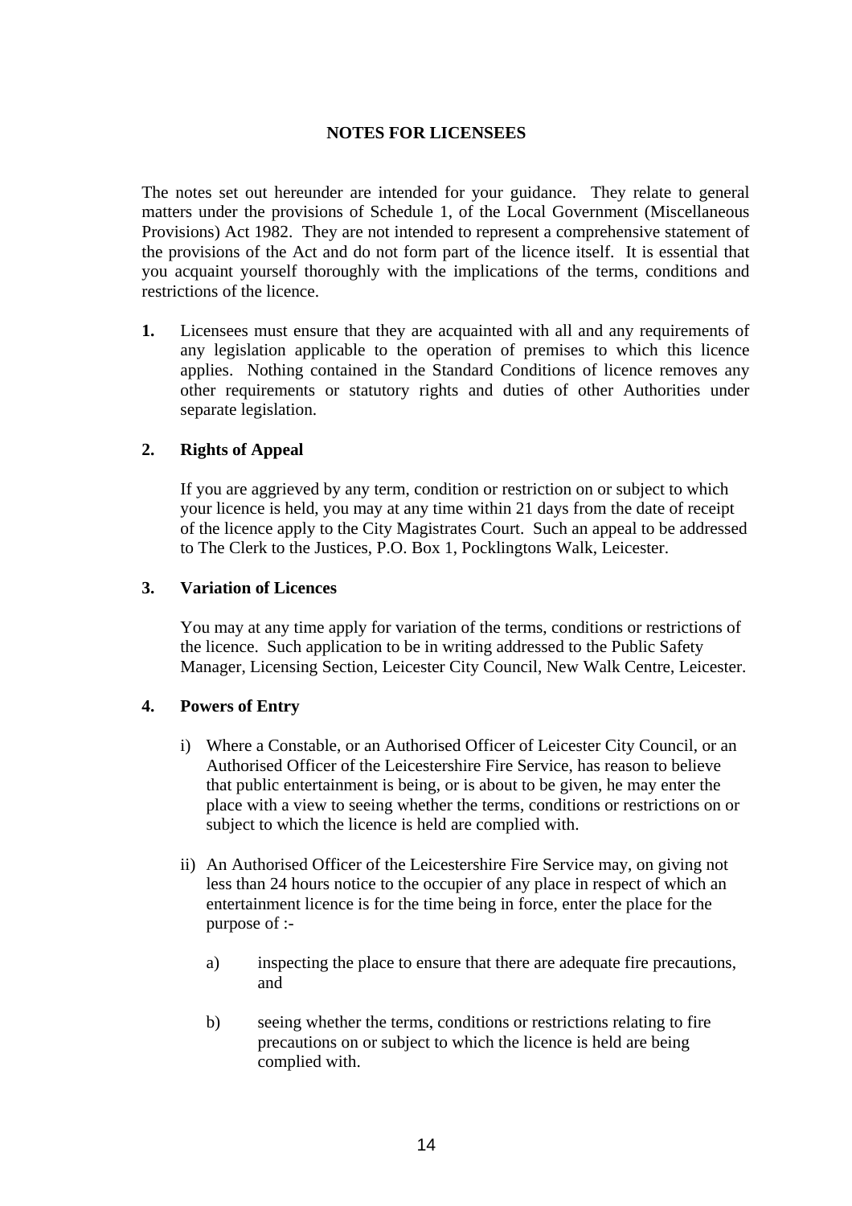## NOTES FOR LICENSEES

The notes set out hereunder are intended for your guidance. They relate to general matters under the provisions of Schedule 1, of the Local Government (Miscellaneous Provisions) Act 1982. They are not intended to represent a comprehensive statement of the provisions of the Act and do not form part of the licence itself. It is essential that you acquaint yourself thoroughly with the implications of the terms, conditions and restrictions of the licence.

**1.** Licensees must ensure that they are acquainted with all and any requirements of any legislation applicable to the operation of premises to which this licence applies. Nothing contained in the Standard Conditions of licence removes any other requirements or statutory rights and duties of other Authorities under separate legislation.

**2. Rights of Appeal**

If you are aggrieved by any term, condition or restriction on or subject to which your licence is held, you may at any time within 21 days from the date of receipt of the licence apply to the City Magistrates Court. Such an appeal to be addressed to The Clerk to the Justices, P.O. Box 1, Pocklingtons Walk, Leicester.

**3. Variation of Licences**

You may at any time apply for variation of the terms, conditions or restrictions of the licence. Such application to be in writing addressed to the Public Safety Manager, Licensing Section, Leicester City Council, New Walk Centre, Leicester.

**4. Powers of Entry**

i) Where a Constable, or an Authorised Officer of Leicester City Council, or an Authorised Officer of the Leicestershire Fire Service, has reason to believe that public entertainment is being, or is about to be given, he may enter the place with a view to seeing whether the terms, conditions or restrictions on or subject to which the licence is held are complied with.

ii) An Authorised Officer of the Leicestershire Fire Service may, on giving not less than 24 hours notice to the occupier of any place in respect of which an entertainment licence is for the time being in force, enter the place for the purpose of :-

a) inspecting the place to ensure that there are adequate fire precautions, and

b) seeing whether the terms, conditions or restrictions relating to fire precautions on or subject to which the licence is held are being complied with.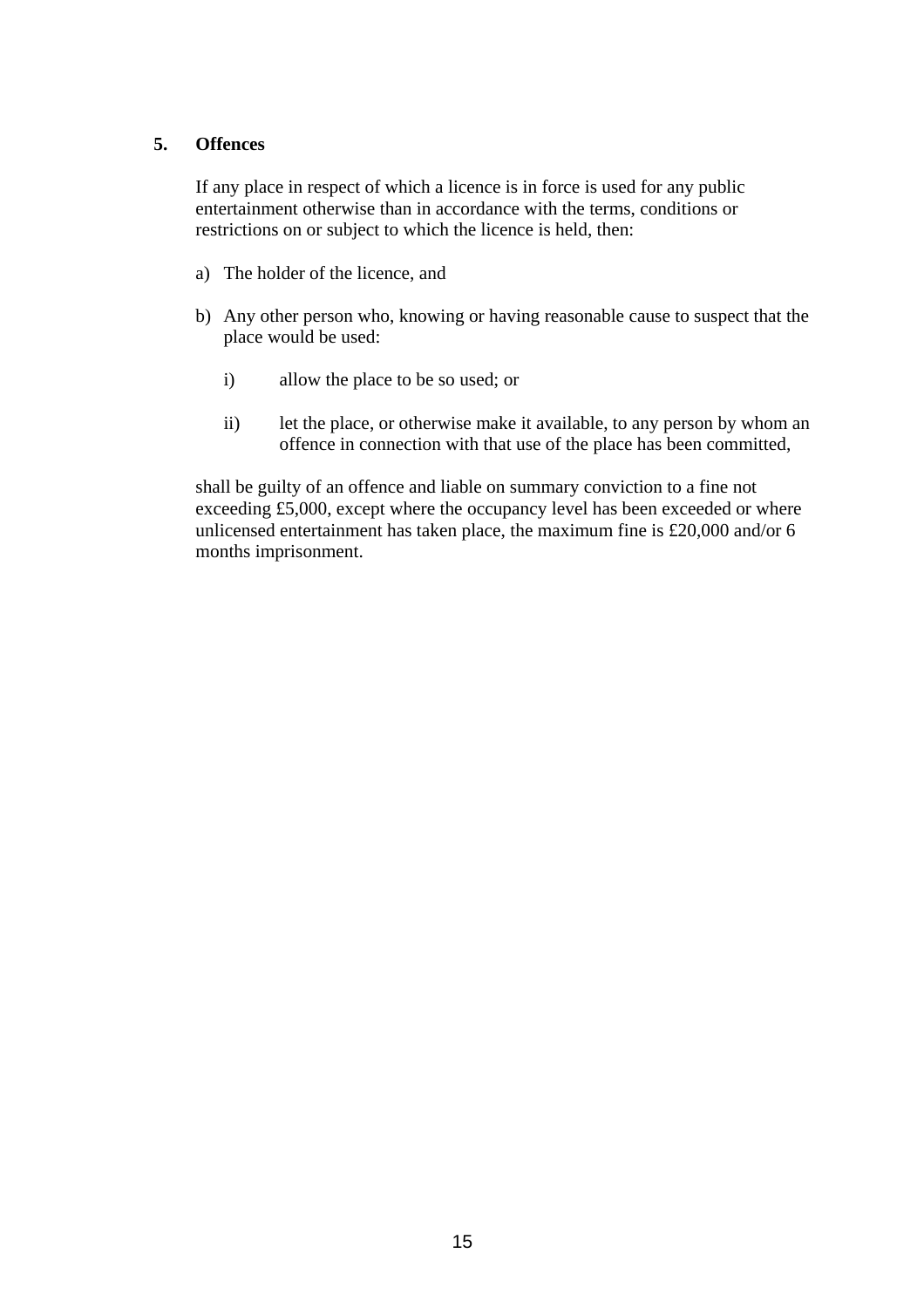## 5. Offences

If any place in respect of which a licence is in force is used for any public entertainment otherwise than in accordance with the terms, conditions or restrictions on or subject to which the licence is held, then:

a) The holder of the licence, and

b) Any other person who, knowing or having reasonable cause to suspect that the place would be used:

   i) allow the place to be so used; or

   ii) let the place, or otherwise make it available, to any person by whom an offence in connection with that use of the place has been committed,

shall be guilty of an offence and liable on summary conviction to a fine not exceeding £5,000, except where the occupancy level has been exceeded or where unlicensed entertainment has taken place, the maximum fine is £20,000 and/or 6 months imprisonment.